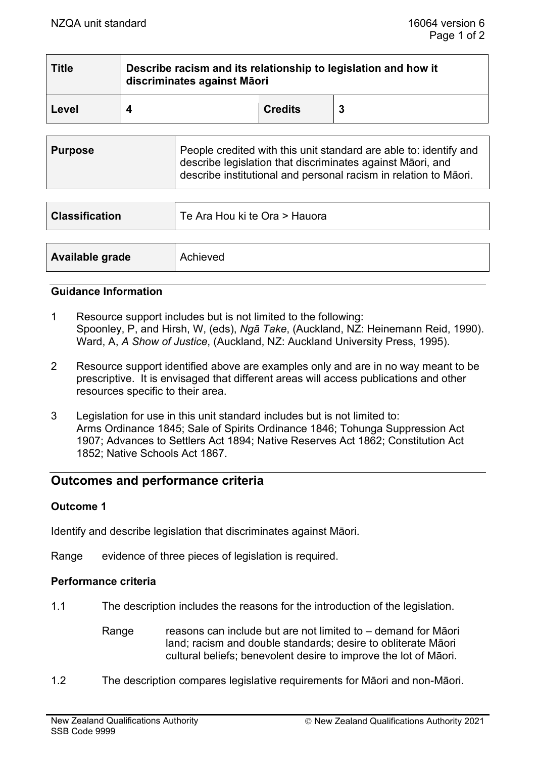| Title | Describe racism and its relationship to legislation and how it discriminates against Māori | | |
|---|---|---|---|
| Level | 4 | Credits | 3 |

| Purpose | People credited with this unit standard are able to: identify and describe legislation that discriminates against Māori, and describe institutional and personal racism in relation to Māori. |
|---|---|

| Classification | Te Ara Hou ki te Ora > Hauora |
|---|---|

| Available grade | Achieved |
|---|---|

### Guidance Information

1. Resource support includes but is not limited to the following:
   Spoonley, P, and Hirsh, W, (eds), *Ngā Take*, (Auckland, NZ: Heinemann Reid, 1990).
   Ward, A, *A Show of Justice*, (Auckland, NZ: Auckland University Press, 1995).

2. Resource support identified above are examples only and are in no way meant to be prescriptive. It is envisaged that different areas will access publications and other resources specific to their area.

3. Legislation for use in this unit standard includes but is not limited to:
   Arms Ordinance 1845; Sale of Spirits Ordinance 1846; Tohunga Suppression Act 1907; Advances to Settlers Act 1894; Native Reserves Act 1862; Constitution Act 1852; Native Schools Act 1867.

## Outcomes and performance criteria

### Outcome 1

Identify and describe legislation that discriminates against Māori.

Range evidence of three pieces of legislation is required.

### Performance criteria

1.1 The description includes the reasons for the introduction of the legislation.

Range reasons can include but are not limited to – demand for Māori land; racism and double standards; desire to obliterate Māori cultural beliefs; benevolent desire to improve the lot of Māori.

1.2 The description compares legislative requirements for Māori and non-Māori.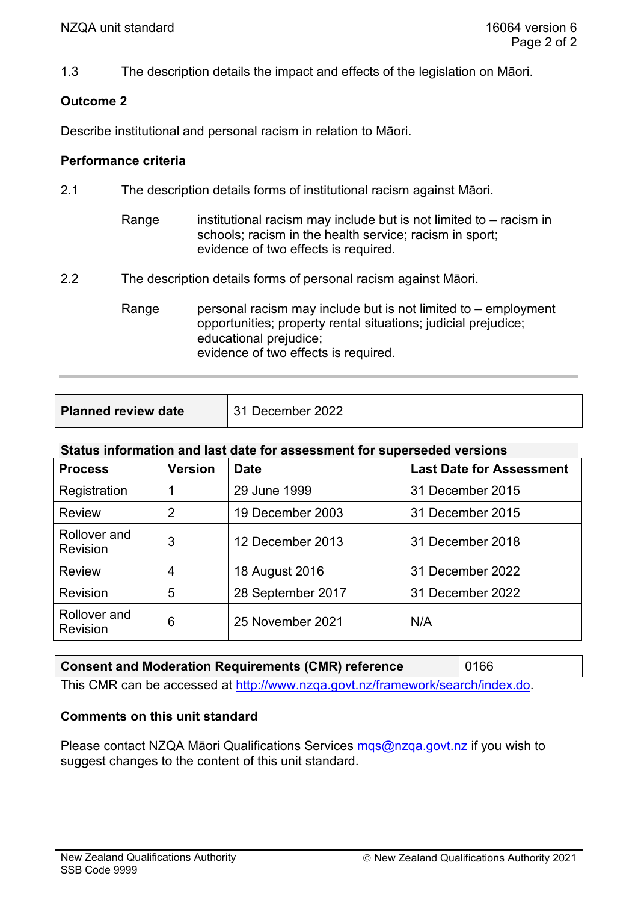1.3 The description details the impact and effects of the legislation on Māori.

**Outcome 2**

Describe institutional and personal racism in relation to Māori.

**Performance criteria**

2.1 The description details forms of institutional racism against Māori.

Range: institutional racism may include but is not limited to – racism in schools; racism in the health service; racism in sport;
evidence of two effects is required.

2.2 The description details forms of personal racism against Māori.

Range: personal racism may include but is not limited to – employment opportunities; property rental situations; judicial prejudice; educational prejudice;
evidence of two effects is required.

---

| **Planned review date** | 31 December 2022 |
|---|---|

**Status information and last date for assessment for superseded versions**

| Process | Version | Date | Last Date for Assessment |
|---|---|---|---|
| Registration | 1 | 29 June 1999 | 31 December 2015 |
| Review | 2 | 19 December 2003 | 31 December 2015 |
| Rollover and Revision | 3 | 12 December 2013 | 31 December 2018 |
| Review | 4 | 18 August 2016 | 31 December 2022 |
| Revision | 5 | 28 September 2017 | 31 December 2022 |
| Rollover and Revision | 6 | 25 November 2021 | N/A |

| **Consent and Moderation Requirements (CMR) reference** | 0166 |
|---|---|

This CMR can be accessed at http://www.nzqa.govt.nz/framework/search/index.do.

---

**Comments on this unit standard**

Please contact NZQA Māori Qualifications Services mqs@nzqa.govt.nz if you wish to suggest changes to the content of this unit standard.